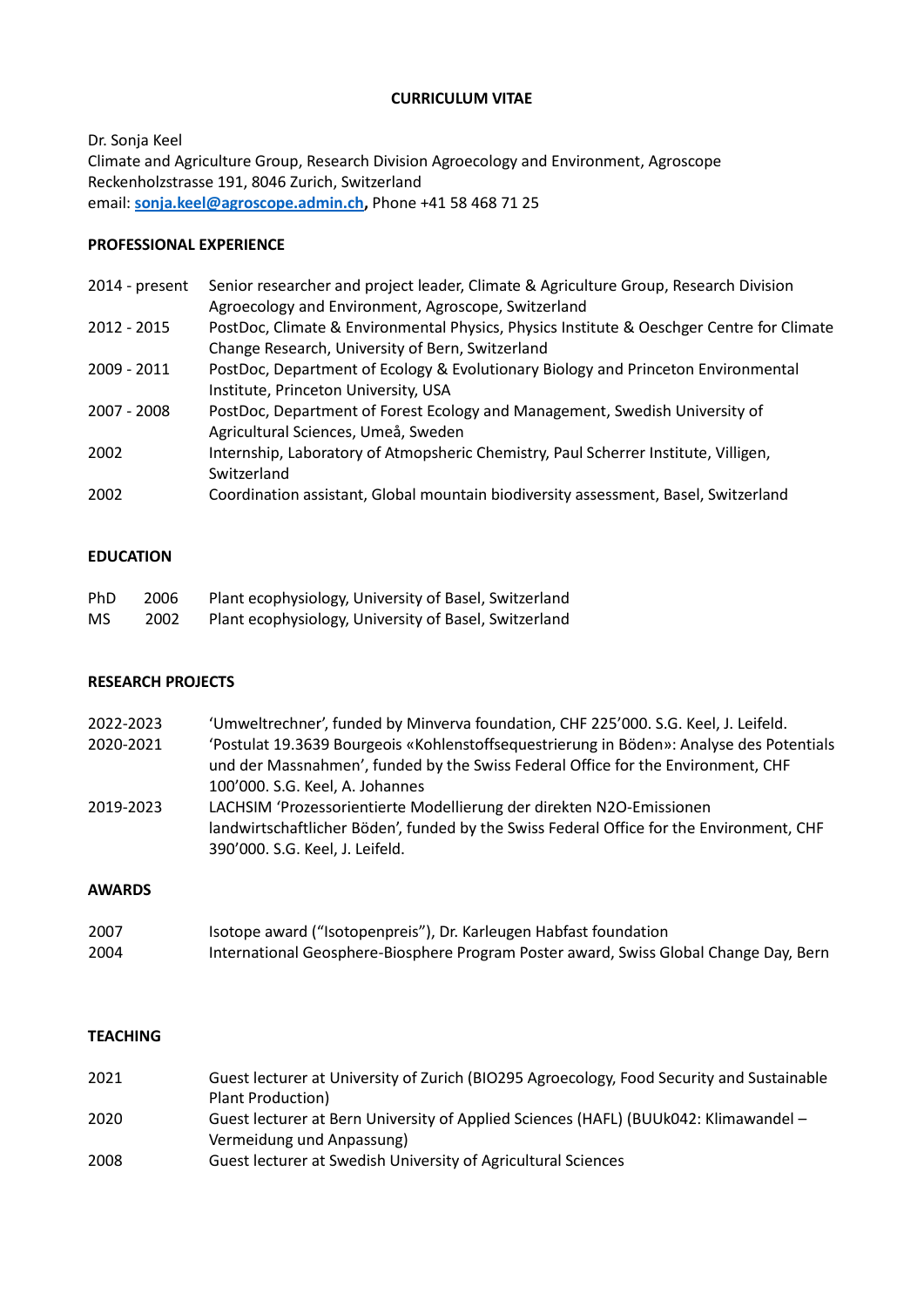# CURRICULUM VITAE

Dr. Sonja Keel
Climate and Agriculture Group, Research Division Agroecology and Environment, Agroscope
Reckenholzstrasse 191, 8046 Zurich, Switzerland
email: **sonja.keel@agroscope.admin.ch,** Phone +41 58 468 71 25

## PROFESSIONAL EXPERIENCE

| | |
|---|---|
| 2014 - present | Senior researcher and project leader, Climate & Agriculture Group, Research Division Agroecology and Environment, Agroscope, Switzerland |
| 2012 - 2015 | PostDoc, Climate & Environmental Physics, Physics Institute & Oeschger Centre for Climate Change Research, University of Bern, Switzerland |
| 2009 - 2011 | PostDoc, Department of Ecology & Evolutionary Biology and Princeton Environmental Institute, Princeton University, USA |
| 2007 - 2008 | PostDoc, Department of Forest Ecology and Management, Swedish University of Agricultural Sciences, Umeå, Sweden |
| 2002 | Internship, Laboratory of Atmopsheric Chemistry, Paul Scherrer Institute, Villigen, Switzerland |
| 2002 | Coordination assistant, Global mountain biodiversity assessment, Basel, Switzerland |

## EDUCATION

| | | |
|---|---|---|
| PhD | 2006 | Plant ecophysiology, University of Basel, Switzerland |
| MS | 2002 | Plant ecophysiology, University of Basel, Switzerland |

## RESEARCH PROJECTS

| | |
|---|---|
| 2022-2023 | 'Umweltrechner', funded by Minverva foundation, CHF 225'000. S.G. Keel, J. Leifeld. |
| 2020-2021 | 'Postulat 19.3639 Bourgeois «Kohlenstoffsequestrierung in Böden»: Analyse des Potentials und der Massnahmen', funded by the Swiss Federal Office for the Environment, CHF 100'000. S.G. Keel, A. Johannes |
| 2019-2023 | LACHSIM 'Prozessorientierte Modellierung der direkten N2O-Emissionen landwirtschaftlicher Böden', funded by the Swiss Federal Office for the Environment, CHF 390'000. S.G. Keel, J. Leifeld. |

## AWARDS

| | |
|---|---|
| 2007 | Isotope award ("Isotopenpreis"), Dr. Karleugen Habfast foundation |
| 2004 | International Geosphere-Biosphere Program Poster award, Swiss Global Change Day, Bern |

## TEACHING

| | |
|---|---|
| 2021 | Guest lecturer at University of Zurich (BIO295 Agroecology, Food Security and Sustainable Plant Production) |
| 2020 | Guest lecturer at Bern University of Applied Sciences (HAFL) (BUUk042: Klimawandel – Vermeidung und Anpassung) |
| 2008 | Guest lecturer at Swedish University of Agricultural Sciences |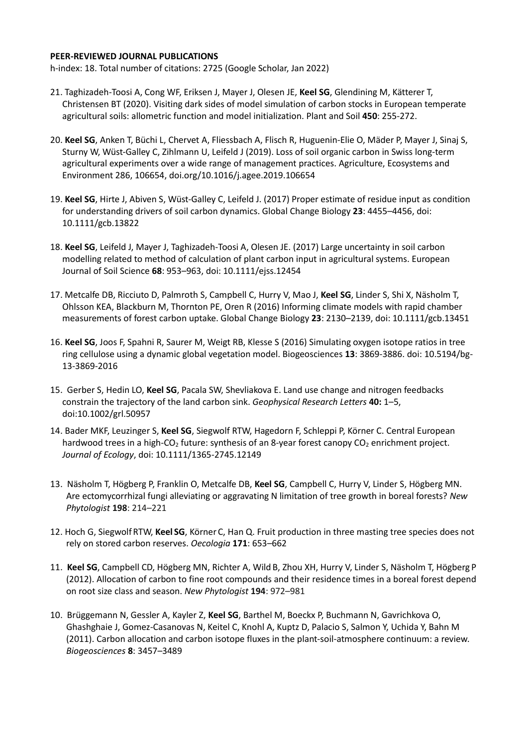**PEER-REVIEWED JOURNAL PUBLICATIONS**

h-index: 18. Total number of citations: 2725 (Google Scholar, Jan 2022)

21. Taghizadeh-Toosi A, Cong WF, Eriksen J, Mayer J, Olesen JE, **Keel SG**, Glendining M, Kätterer T, Christensen BT (2020). Visiting dark sides of model simulation of carbon stocks in European temperate agricultural soils: allometric function and model initialization. Plant and Soil **450**: 255-272.

20. **Keel SG**, Anken T, Büchi L, Chervet A, Fliessbach A, Flisch R, Huguenin-Elie O, Mäder P, Mayer J, Sinaj S, Sturny W, Wüst-Galley C, Zihlmann U, Leifeld J (2019). Loss of soil organic carbon in Swiss long-term agricultural experiments over a wide range of management practices. Agriculture, Ecosystems and Environment 286, 106654, doi.org/10.1016/j.agee.2019.106654

19. **Keel SG**, Hirte J, Abiven S, Wüst-Galley C, Leifeld J. (2017) Proper estimate of residue input as condition for understanding drivers of soil carbon dynamics. Global Change Biology **23**: 4455–4456, doi: 10.1111/gcb.13822

18. **Keel SG**, Leifeld J, Mayer J, Taghizadeh-Toosi A, Olesen JE. (2017) Large uncertainty in soil carbon modelling related to method of calculation of plant carbon input in agricultural systems. European Journal of Soil Science **68**: 953–963, doi: 10.1111/ejss.12454

17. Metcalfe DB, Ricciuto D, Palmroth S, Campbell C, Hurry V, Mao J, **Keel SG**, Linder S, Shi X, Näsholm T, Ohlsson KEA, Blackburn M, Thornton PE, Oren R (2016) Informing climate models with rapid chamber measurements of forest carbon uptake. Global Change Biology **23**: 2130–2139, doi: 10.1111/gcb.13451

16. **Keel SG**, Joos F, Spahni R, Saurer M, Weigt RB, Klesse S (2016) Simulating oxygen isotope ratios in tree ring cellulose using a dynamic global vegetation model. Biogeosciences **13**: 3869-3886. doi: 10.5194/bg-13-3869-2016

15. Gerber S, Hedin LO, **Keel SG**, Pacala SW, Shevliakova E. Land use change and nitrogen feedbacks constrain the trajectory of the land carbon sink. *Geophysical Research Letters* **40:** 1–5, doi:10.1002/grl.50957

14. Bader MKF, Leuzinger S, **Keel SG**, Siegwolf RTW, Hagedorn F, Schleppi P, Körner C. Central European hardwood trees in a high-$CO_2$ future: synthesis of an 8-year forest canopy $CO_2$ enrichment project. *Journal of Ecology*, doi: 10.1111/1365-2745.12149

13. Näsholm T, Högberg P, Franklin O, Metcalfe DB, **Keel SG**, Campbell C, Hurry V, Linder S, Högberg MN. Are ectomycorrhizal fungi alleviating or aggravating N limitation of tree growth in boreal forests? *New Phytologist* **198**: 214–221

12. Hoch G, Siegwolf RTW, **Keel SG**, Körner C, Han Q. Fruit production in three masting tree species does not rely on stored carbon reserves. *Oecologia* **171**: 653–662

11. **Keel SG**, Campbell CD, Högberg MN, Richter A, Wild B, Zhou XH, Hurry V, Linder S, Näsholm T, Högberg P (2012). Allocation of carbon to fine root compounds and their residence times in a boreal forest depend on root size class and season. *New Phytologist* **194**: 972–981

10. Brüggemann N, Gessler A, Kayler Z, **Keel SG**, Barthel M, Boeckx P, Buchmann N, Gavrichkova O, Ghashghaie J, Gomez-Casanovas N, Keitel C, Knohl A, Kuptz D, Palacio S, Salmon Y, Uchida Y, Bahn M (2011). Carbon allocation and carbon isotope fluxes in the plant-soil-atmosphere continuum: a review. *Biogeosciences* **8**: 3457–3489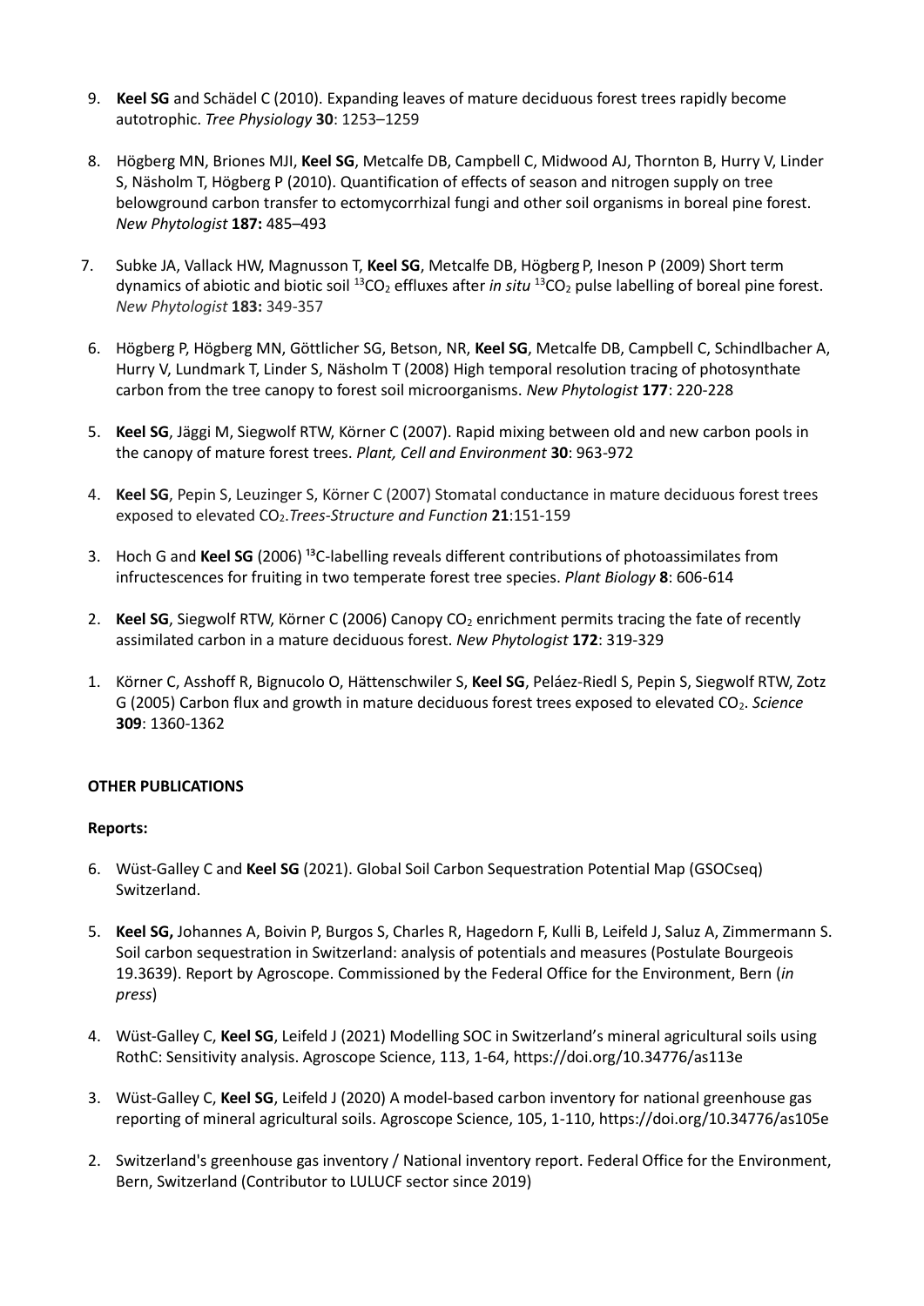9. **Keel SG** and Schädel C (2010). Expanding leaves of mature deciduous forest trees rapidly become autotrophic. *Tree Physiology* **30**: 1253–1259

8. Högberg MN, Briones MJI, **Keel SG**, Metcalfe DB, Campbell C, Midwood AJ, Thornton B, Hurry V, Linder S, Näsholm T, Högberg P (2010). Quantification of effects of season and nitrogen supply on tree belowground carbon transfer to ectomycorrhizal fungi and other soil organisms in boreal pine forest. *New Phytologist* **187:** 485–493

7. Subke JA, Vallack HW, Magnusson T, **Keel SG**, Metcalfe DB, Högberg P, Ineson P (2009) Short term dynamics of abiotic and biotic soil $^{13}CO_2$ effluxes after *in situ* $^{13}CO_2$ pulse labelling of boreal pine forest. *New Phytologist* **183:** 349-357

6. Högberg P, Högberg MN, Göttlicher SG, Betson, NR, **Keel SG**, Metcalfe DB, Campbell C, Schindlbacher A, Hurry V, Lundmark T, Linder S, Näsholm T (2008) High temporal resolution tracing of photosynthate carbon from the tree canopy to forest soil microorganisms. *New Phytologist* **177**: 220-228

5. **Keel SG**, Jäggi M, Siegwolf RTW, Körner C (2007). Rapid mixing between old and new carbon pools in the canopy of mature forest trees. *Plant, Cell and Environment* **30**: 963-972

4. **Keel SG**, Pepin S, Leuzinger S, Körner C (2007) Stomatal conductance in mature deciduous forest trees exposed to elevated $CO_2$.*Trees-Structure and Function* **21**:151-159

3. Hoch G and **Keel SG** (2006) $^{13}$C-labelling reveals different contributions of photoassimilates from infructescences for fruiting in two temperate forest tree species. *Plant Biology* **8**: 606-614

2. **Keel SG**, Siegwolf RTW, Körner C (2006) Canopy $CO_2$ enrichment permits tracing the fate of recently assimilated carbon in a mature deciduous forest. *New Phytologist* **172**: 319-329

1. Körner C, Asshoff R, Bignucolo O, Hättenschwiler S, **Keel SG**, Peláez-Riedl S, Pepin S, Siegwolf RTW, Zotz G (2005) Carbon flux and growth in mature deciduous forest trees exposed to elevated $CO_2$. *Science* **309**: 1360-1362

**OTHER PUBLICATIONS**

**Reports:**

6. Wüst-Galley C and **Keel SG** (2021). Global Soil Carbon Sequestration Potential Map (GSOCseq) Switzerland.

5. **Keel SG,** Johannes A, Boivin P, Burgos S, Charles R, Hagedorn F, Kulli B, Leifeld J, Saluz A, Zimmermann S. Soil carbon sequestration in Switzerland: analysis of potentials and measures (Postulate Bourgeois 19.3639). Report by Agroscope. Commissioned by the Federal Office for the Environment, Bern (*in press*)

4. Wüst-Galley C, **Keel SG**, Leifeld J (2021) Modelling SOC in Switzerland's mineral agricultural soils using RothC: Sensitivity analysis. Agroscope Science, 113, 1-64, https://doi.org/10.34776/as113e

3. Wüst-Galley C, **Keel SG**, Leifeld J (2020) A model-based carbon inventory for national greenhouse gas reporting of mineral agricultural soils. Agroscope Science, 105, 1-110, https://doi.org/10.34776/as105e

2. Switzerland's greenhouse gas inventory / National inventory report. Federal Office for the Environment, Bern, Switzerland (Contributor to LULUCF sector since 2019)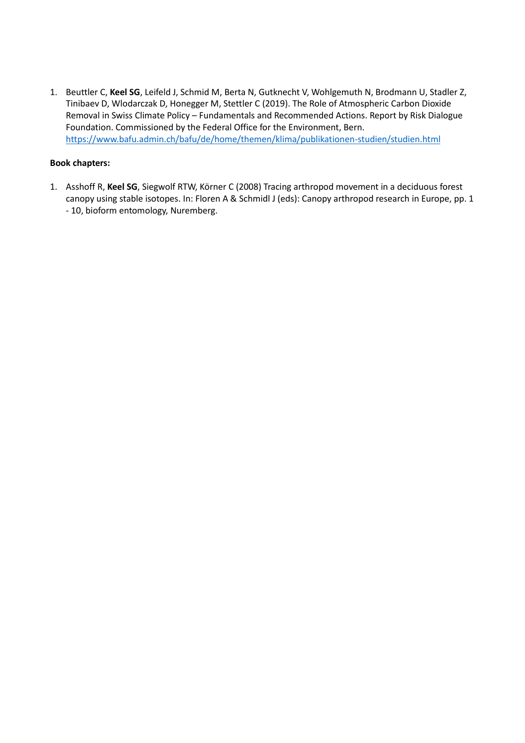1. Beuttler C, **Keel SG**, Leifeld J, Schmid M, Berta N, Gutknecht V, Wohlgemuth N, Brodmann U, Stadler Z, Tinibaev D, Wlodarczak D, Honegger M, Stettler C (2019). The Role of Atmospheric Carbon Dioxide Removal in Swiss Climate Policy – Fundamentals and Recommended Actions. Report by Risk Dialogue Foundation. Commissioned by the Federal Office for the Environment, Bern. https://www.bafu.admin.ch/bafu/de/home/themen/klima/publikationen-studien/studien.html

**Book chapters:**

1. Asshoff R, **Keel SG**, Siegwolf RTW, Körner C (2008) Tracing arthropod movement in a deciduous forest canopy using stable isotopes. In: Floren A & Schmidl J (eds): Canopy arthropod research in Europe, pp. 1 - 10, bioform entomology, Nuremberg.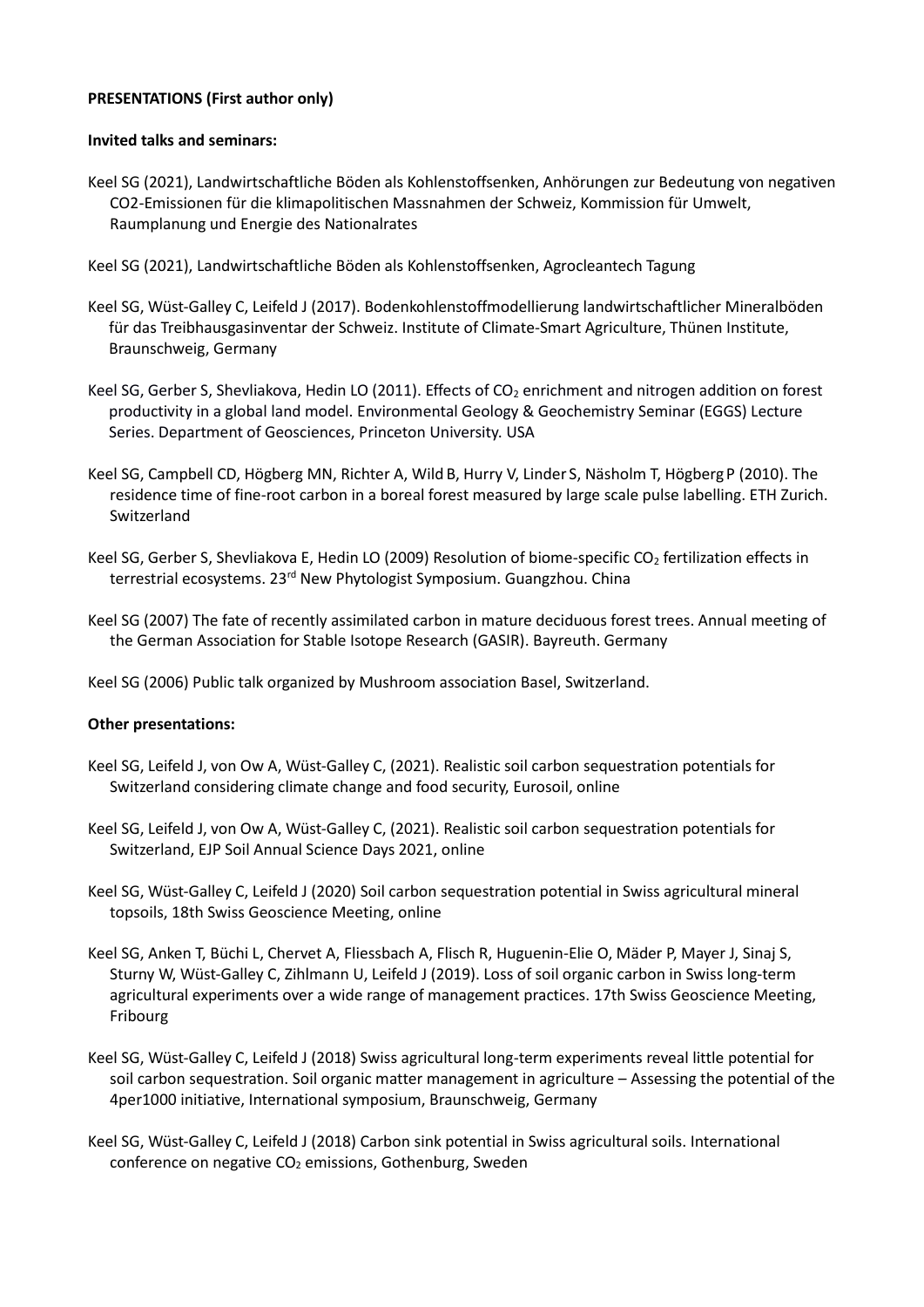**PRESENTATIONS (First author only)**

**Invited talks and seminars:**

Keel SG (2021), Landwirtschaftliche Böden als Kohlenstoffsenken, Anhörungen zur Bedeutung von negativen CO2-Emissionen für die klimapolitischen Massnahmen der Schweiz, Kommission für Umwelt, Raumplanung und Energie des Nationalrates

Keel SG (2021), Landwirtschaftliche Böden als Kohlenstoffsenken, Agrocleantech Tagung

Keel SG, Wüst-Galley C, Leifeld J (2017). Bodenkohlenstoffmodellierung landwirtschaftlicher Mineralböden für das Treibhausgasinventar der Schweiz. Institute of Climate-Smart Agriculture, Thünen Institute, Braunschweig, Germany

Keel SG, Gerber S, Shevliakova, Hedin LO (2011). Effects of $CO_2$ enrichment and nitrogen addition on forest productivity in a global land model. Environmental Geology & Geochemistry Seminar (EGGS) Lecture Series. Department of Geosciences, Princeton University. USA

Keel SG, Campbell CD, Högberg MN, Richter A, Wild B, Hurry V, Linder S, Näsholm T, Högberg P (2010). The residence time of fine-root carbon in a boreal forest measured by large scale pulse labelling. ETH Zurich. Switzerland

Keel SG, Gerber S, Shevliakova E, Hedin LO (2009) Resolution of biome-specific $CO_2$ fertilization effects in terrestrial ecosystems. 23rd New Phytologist Symposium. Guangzhou. China

Keel SG (2007) The fate of recently assimilated carbon in mature deciduous forest trees. Annual meeting of the German Association for Stable Isotope Research (GASIR). Bayreuth. Germany

Keel SG (2006) Public talk organized by Mushroom association Basel, Switzerland.

**Other presentations:**

Keel SG, Leifeld J, von Ow A, Wüst-Galley C, (2021). Realistic soil carbon sequestration potentials for Switzerland considering climate change and food security, Eurosoil, online

Keel SG, Leifeld J, von Ow A, Wüst-Galley C, (2021). Realistic soil carbon sequestration potentials for Switzerland, EJP Soil Annual Science Days 2021, online

Keel SG, Wüst-Galley C, Leifeld J (2020) Soil carbon sequestration potential in Swiss agricultural mineral topsoils, 18th Swiss Geoscience Meeting, online

Keel SG, Anken T, Büchi L, Chervet A, Fliessbach A, Flisch R, Huguenin-Elie O, Mäder P, Mayer J, Sinaj S, Sturny W, Wüst-Galley C, Zihlmann U, Leifeld J (2019). Loss of soil organic carbon in Swiss long-term agricultural experiments over a wide range of management practices. 17th Swiss Geoscience Meeting, Fribourg

Keel SG, Wüst-Galley C, Leifeld J (2018) Swiss agricultural long-term experiments reveal little potential for soil carbon sequestration. Soil organic matter management in agriculture – Assessing the potential of the 4per1000 initiative, International symposium, Braunschweig, Germany

Keel SG, Wüst-Galley C, Leifeld J (2018) Carbon sink potential in Swiss agricultural soils. International conference on negative $CO_2$ emissions, Gothenburg, Sweden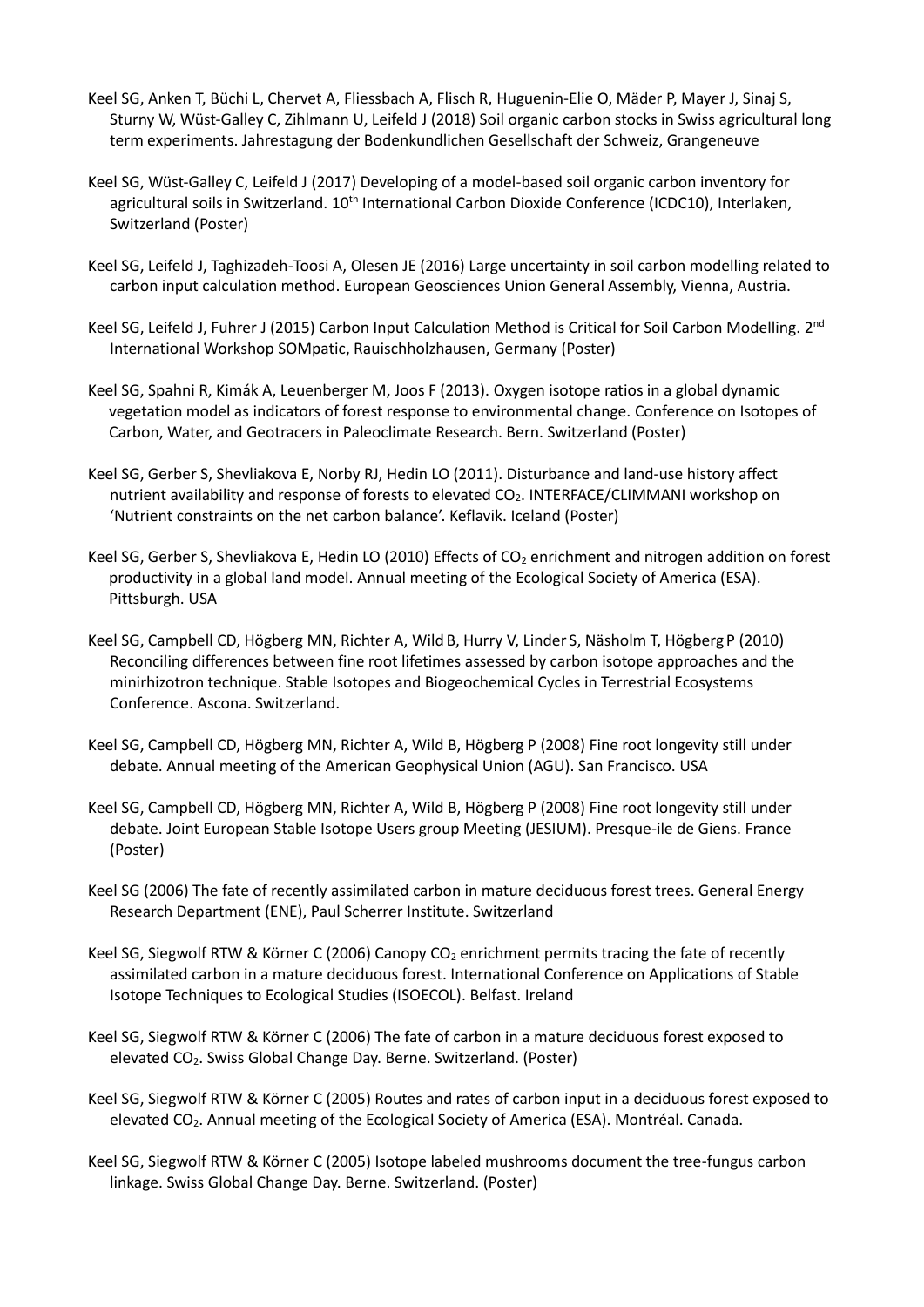Keel SG, Anken T, Büchi L, Chervet A, Fliessbach A, Flisch R, Huguenin-Elie O, Mäder P, Mayer J, Sinaj S, Sturny W, Wüst-Galley C, Zihlmann U, Leifeld J (2018) Soil organic carbon stocks in Swiss agricultural long term experiments. Jahrestagung der Bodenkundlichen Gesellschaft der Schweiz, Grangeneuve

Keel SG, Wüst-Galley C, Leifeld J (2017) Developing of a model-based soil organic carbon inventory for agricultural soils in Switzerland. 10th International Carbon Dioxide Conference (ICDC10), Interlaken, Switzerland (Poster)

Keel SG, Leifeld J, Taghizadeh-Toosi A, Olesen JE (2016) Large uncertainty in soil carbon modelling related to carbon input calculation method. European Geosciences Union General Assembly, Vienna, Austria.

Keel SG, Leifeld J, Fuhrer J (2015) Carbon Input Calculation Method is Critical for Soil Carbon Modelling. 2nd International Workshop SOMpatic, Rauischholzhausen, Germany (Poster)

Keel SG, Spahni R, Kimák A, Leuenberger M, Joos F (2013). Oxygen isotope ratios in a global dynamic vegetation model as indicators of forest response to environmental change. Conference on Isotopes of Carbon, Water, and Geotracers in Paleoclimate Research. Bern. Switzerland (Poster)

Keel SG, Gerber S, Shevliakova E, Norby RJ, Hedin LO (2011). Disturbance and land-use history affect nutrient availability and response of forests to elevated $CO_2$. INTERFACE/CLIMMANI workshop on 'Nutrient constraints on the net carbon balance'. Keflavik. Iceland (Poster)

Keel SG, Gerber S, Shevliakova E, Hedin LO (2010) Effects of $CO_2$ enrichment and nitrogen addition on forest productivity in a global land model. Annual meeting of the Ecological Society of America (ESA). Pittsburgh. USA

Keel SG, Campbell CD, Högberg MN, Richter A, Wild B, Hurry V, Linder S, Näsholm T, Högberg P (2010) Reconciling differences between fine root lifetimes assessed by carbon isotope approaches and the minirhizotron technique. Stable Isotopes and Biogeochemical Cycles in Terrestrial Ecosystems Conference. Ascona. Switzerland.

Keel SG, Campbell CD, Högberg MN, Richter A, Wild B, Högberg P (2008) Fine root longevity still under debate. Annual meeting of the American Geophysical Union (AGU). San Francisco. USA

Keel SG, Campbell CD, Högberg MN, Richter A, Wild B, Högberg P (2008) Fine root longevity still under debate. Joint European Stable Isotope Users group Meeting (JESIUM). Presque-ile de Giens. France (Poster)

Keel SG (2006) The fate of recently assimilated carbon in mature deciduous forest trees. General Energy Research Department (ENE), Paul Scherrer Institute. Switzerland

Keel SG, Siegwolf RTW & Körner C (2006) Canopy $CO_2$ enrichment permits tracing the fate of recently assimilated carbon in a mature deciduous forest. International Conference on Applications of Stable Isotope Techniques to Ecological Studies (ISOECOL). Belfast. Ireland

Keel SG, Siegwolf RTW & Körner C (2006) The fate of carbon in a mature deciduous forest exposed to elevated $CO_2$. Swiss Global Change Day. Berne. Switzerland. (Poster)

Keel SG, Siegwolf RTW & Körner C (2005) Routes and rates of carbon input in a deciduous forest exposed to elevated $CO_2$. Annual meeting of the Ecological Society of America (ESA). Montréal. Canada.

Keel SG, Siegwolf RTW & Körner C (2005) Isotope labeled mushrooms document the tree-fungus carbon linkage. Swiss Global Change Day. Berne. Switzerland. (Poster)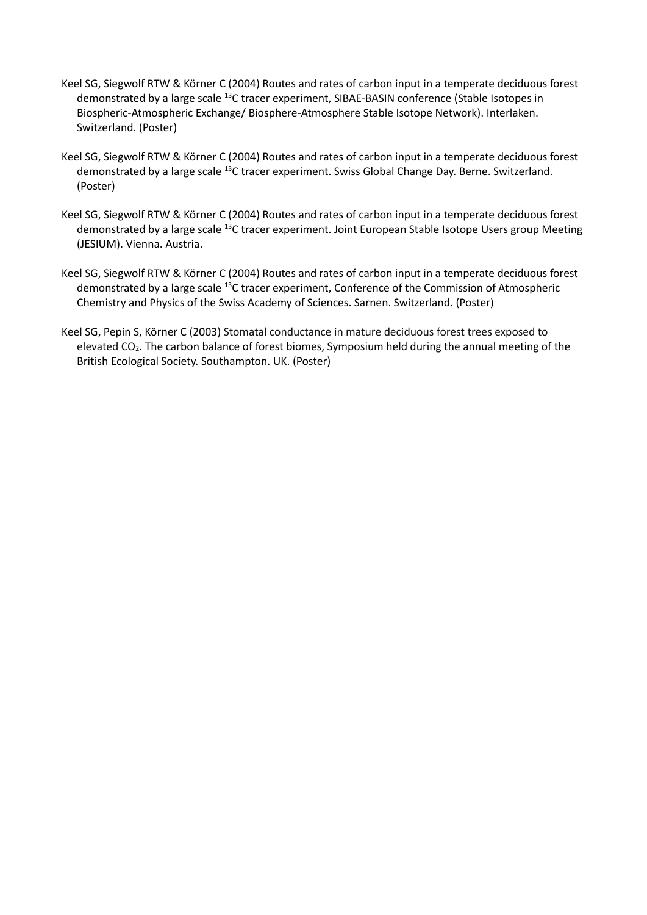Keel SG, Siegwolf RTW & Körner C (2004) Routes and rates of carbon input in a temperate deciduous forest demonstrated by a large scale $^{13}C$ tracer experiment, SIBAE-BASIN conference (Stable Isotopes in Biospheric-Atmospheric Exchange/ Biosphere-Atmosphere Stable Isotope Network). Interlaken. Switzerland. (Poster)

Keel SG, Siegwolf RTW & Körner C (2004) Routes and rates of carbon input in a temperate deciduous forest demonstrated by a large scale $^{13}C$ tracer experiment. Swiss Global Change Day. Berne. Switzerland. (Poster)

Keel SG, Siegwolf RTW & Körner C (2004) Routes and rates of carbon input in a temperate deciduous forest demonstrated by a large scale $^{13}C$ tracer experiment. Joint European Stable Isotope Users group Meeting (JESIUM). Vienna. Austria.

Keel SG, Siegwolf RTW & Körner C (2004) Routes and rates of carbon input in a temperate deciduous forest demonstrated by a large scale $^{13}C$ tracer experiment, Conference of the Commission of Atmospheric Chemistry and Physics of the Swiss Academy of Sciences. Sarnen. Switzerland. (Poster)

Keel SG, Pepin S, Körner C (2003) Stomatal conductance in mature deciduous forest trees exposed to elevated $CO_2$. The carbon balance of forest biomes, Symposium held during the annual meeting of the British Ecological Society. Southampton. UK. (Poster)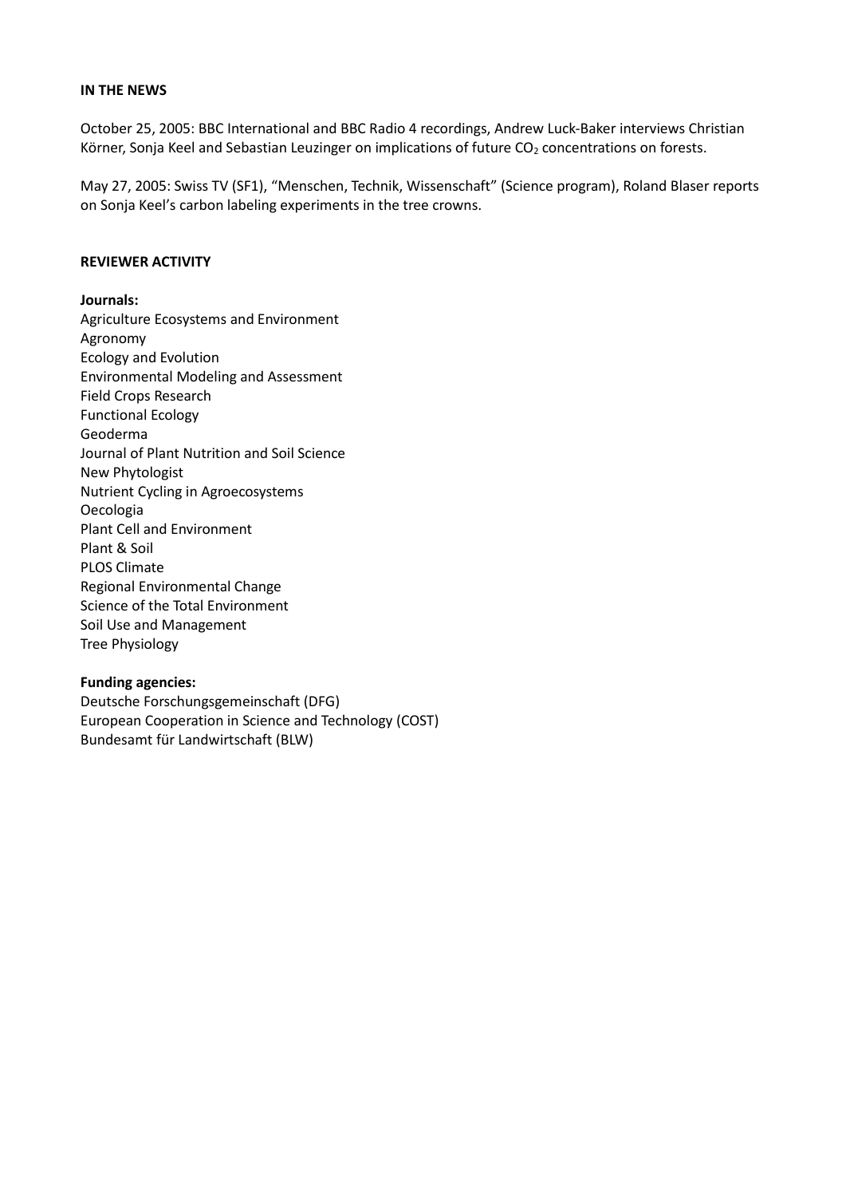## IN THE NEWS

October 25, 2005: BBC International and BBC Radio 4 recordings, Andrew Luck-Baker interviews Christian Körner, Sonja Keel and Sebastian Leuzinger on implications of future $CO_2$ concentrations on forests.

May 27, 2005: Swiss TV (SF1), "Menschen, Technik, Wissenschaft" (Science program), Roland Blaser reports on Sonja Keel's carbon labeling experiments in the tree crowns.

## REVIEWER ACTIVITY

**Journals:**

Agriculture Ecosystems and Environment
Agronomy
Ecology and Evolution
Environmental Modeling and Assessment
Field Crops Research
Functional Ecology
Geoderma
Journal of Plant Nutrition and Soil Science
New Phytologist
Nutrient Cycling in Agroecosystems
Oecologia
Plant Cell and Environment
Plant & Soil
PLOS Climate
Regional Environmental Change
Science of the Total Environment
Soil Use and Management
Tree Physiology

**Funding agencies:**

Deutsche Forschungsgemeinschaft (DFG)
European Cooperation in Science and Technology (COST)
Bundesamt für Landwirtschaft (BLW)